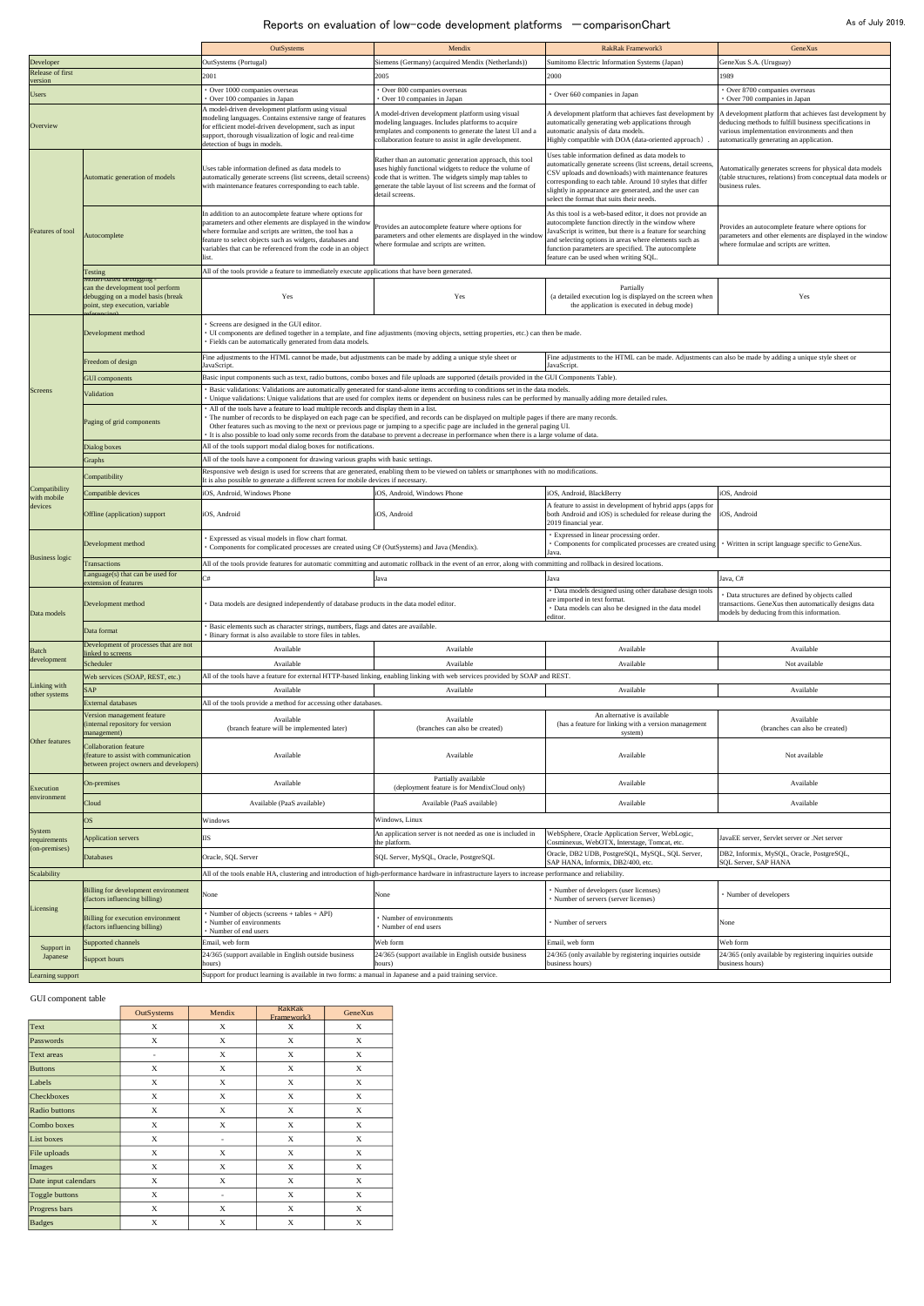# Reports on evaluation of low-code development platforms　－comparisonChart

As of July 2019.

| | | OutSystems | Mendix | RakRak Framework3 | GeneXus |
|---|---|---|---|---|---|
| Developer | | OutSystems (Portugal) | Siemens (Germany) (acquired Mendix (Netherlands)) | Sumitomo Electric Information Systems (Japan) | GeneXus S.A. (Uruguay) |
| Release of first version | | 2001 | 2005 | 2000 | 1989 |
| Users | | ・Over 1000 companies overseas<br>・Over 100 companies in Japan | ・Over 800 companies overseas<br>・Over 10 companies in Japan | ・Over 660 companies in Japan | ・Over 8700 companies overseas<br>・Over 700 companies in Japan |
| Overview | | A model-driven development platform using visual modeling languages. Contains extensive range of features for efficient model-driven development, such as input support, thorough visualization of logic and real-time detection of bugs in models. | A model-driven development platform using visual modeling languages. Includes platforms to acquire templates and components to generate the latest UI and a collaboration feature to assist in agile development. | A development platform that achieves fast development by automatically generating web applications through automatic analysis of data models.<br>Highly compatible with DOA (data-oriented approach). | A development platform that achieves fast development by deducing methods to fulfill business specifications in various implementation environments and then automatically generating an application. |
| Features of tool | Automatic generation of models | Uses table information defined as data models to automatically generate screens (list screens, detail screens) with maintenance features corresponding to each table. | Rather than an automatic generation approach, this tool uses highly functional widgets to reduce the volume of code that is written. The widgets simply map tables to generate the table layout of list screens and the format of detail screens. | Uses table information defined as data models to automatically generate screens (list screens, detail screens, CSV uploads and downloads) with maintenance features corresponding to each table. Around 10 styles that differ slightly in appearance are generated, and the user can select the format that suits their needs. | Automatically generates screens for physical data models (table structures, relations) from conceptual data models or business rules. |
| | Autocomplete | In addition to an autocomplete feature where options for parameters and other elements are displayed in the window where formulae and scripts are written, the tool has a feature to select objects such as widgets, databases and variables that can be referenced from the code in an object list. | Provides an autocomplete feature where options for parameters and other elements are displayed in the window where formulae and scripts are written. | As this tool is a web-based editor, it does not provide an autocomplete function directly in the window where JavaScript is written, but there is a feature for searching and selecting options in areas where elements such as function parameters are specified. The autocomplete feature can be used when writing SQL. | Provides an autocomplete feature where options for parameters and other elements are displayed in the window where formulae and scripts are written. |
| | Testing | All of the tools provide a feature to immediately execute applications that have been generated. | | | |
| | Model-based debugging - can the development tool perform debugging on a model basis (break point, step execution, variable referencing) | Yes | Yes | Partially<br>(a detailed execution log is displayed on the screen when the application is executed in debug mode) | Yes |
| Screens | Development method | ・Screens are designed in the GUI editor.<br>・UI components are defined together in a template, and fine adjustments (moving objects, setting properties, etc.) can then be made.<br>・Fields can be automatically generated from data models. | | | |
| | Freedom of design | Fine adjustments to the HTML cannot be made, but adjustments can be made by adding a unique style sheet or JavaScript. | | Fine adjustments to the HTML can be made. Adjustments can also be made by adding a unique style sheet or JavaScript. | |
| | GUI components | Basic input components such as text, radio buttons, combo boxes and file uploads are supported (details provided in the GUI Components Table). | | | |
| | Validation | ・Basic validations: Validations are automatically generated for stand-alone items according to conditions set in the data models.<br>・Unique validations: Unique validations that are used for complex items or dependent on business rules can be performed by manually adding more detailed rules. | | | |
| | Paging of grid components | ・All of the tools have a feature to load multiple records and display them in a list.<br>・The number of records to be displayed on each page can be specified, and records can be displayed on multiple pages if there are many records.<br>Other features such as moving to the next or previous page or jumping to a specific page are included in the general paging UI.<br>・It is also possible to load only some records from the database to prevent a decrease in performance when there is a large volume of data. | | | |
| | Dialog boxes | All of the tools support modal dialog boxes for notifications. | | | |
| | Graphs | All of the tools have a component for drawing various graphs with basic settings. | | | |
| Compatibility with mobile devices | Compatibility | Responsive web design is used for screens that are generated, enabling them to be viewed on tablets or smartphones with no modifications.<br>It is also possible to generate a different screen for mobile devices if necessary. | | | |
| | Compatible devices | iOS, Android, Windows Phone | iOS, Android, Windows Phone | iOS, Android, BlackBerry | iOS, Android |
| | Offline (application) support | iOS, Android | iOS, Android | A feature to assist in development of hybrid apps (apps for both Android and iOS) is scheduled for release during the 2019 financial year. | iOS, Android |
| Business logic | Development method | ・Expressed as visual models in flow chart format.<br>・Components for complicated processes are created using C# (OutSystems) and Java (Mendix). | | ・Expressed in linear processing order.<br>・Components for complicated processes are created using Java. | ・Written in script language specific to GeneXus. |
| | Transactions | All of the tools provide features for automatic committing and automatic rollback in the event of an error, along with committing and rollback in desired locations. | | | |
| | Language(s) that can be used for extension of features | C# | Java | Java | Java, C# |
| Data models | Development method | ・Data models are designed independently of database products in the data model editor. | | ・Data models designed using other database design tools are imported in text format.<br>・Data models can also be designed in the data model editor. | ・Data structures are defined by objects called transactions. GeneXus then automatically designs data models by deducing from this information. |
| | Data format | ・Basic elements such as character strings, numbers, flags and dates are available.<br>・Binary format is also available to store files in tables. | | | |
| Batch development | Development of processes that are not linked to screens | Available | Available | Available | Available |
| | Scheduler | Available | Available | Available | Not available |
| Linking with other systems | Web services (SOAP, REST, etc.) | All of the tools have a feature for external HTTP-based linking, enabling linking with web services provided by SOAP and REST. | | | |
| | SAP | Available | Available | Available | Available |
| | External databases | All of the tools provide a method for accessing other databases. | | | |
| Other features | Version management feature (internal repository for version management) | Available<br>(branch feature will be implemented later) | Available<br>(branches can also be created) | An alternative is available<br>(has a feature for linking with a version management system) | Available<br>(branches can also be created) |
| | Collaboration feature (feature to assist with communication between project owners and developers) | Available | Available | Available | Not available |
| Execution environment | On-premises | Available | Partially available<br>(deployment feature is for MendixCloud only) | Available | Available |
| | Cloud | Available (PaaS available) | Available (PaaS available) | Available | Available |
| System requirements (on-premises) | OS | Windows | Windows, Linux | | |
| | Application servers | IIS | An application server is not needed as one is included in the platform. | WebSphere, Oracle Application Server, WebLogic, Cosminexus, WebOTX, Interstage, Tomcat, etc. | JavaEE server, Servlet server or .Net server |
| | Databases | Oracle, SQL Server | SQL Server, MySQL, Oracle, PostgreSQL | Oracle, DB2 UDB, PostgreSQL, MySQL, SQL Server, SAP HANA, Informix, DB2/400, etc. | DB2, Informix, MySQL, Oracle, PostgreSQL, SQL Server, SAP HANA |
| Scalability | | All of the tools enable HA, clustering and introduction of high-performance hardware in infrastructure layers to increase performance and reliability. | | | |
| Licensing | Billing for development environment (factors influencing billing) | None | None | ・Number of developers (user licenses)<br>・Number of servers (server licenses) | ・Number of developers |
| | Billing for execution environment (factors influencing billing) | ・Number of objects (screens + tables + API)<br>・Number of environments<br>・Number of end users | ・Number of environments<br>・Number of end users | ・Number of servers | None |
| Support in Japanese | Supported channels | Email, web form | Web form | Email, web form | Web form |
| | Support hours | 24/365 (support available in English outside business hours) | 24/365 (support available in English outside business hours) | 24/365 (only available by registering inquiries outside business hours) | 24/365 (only available by registering inquiries outside business hours) |
| Learning support | | Support for product learning is available in two forms: a manual in Japanese and a paid training service. | | | |

GUI component table

| | OutSystems | Mendix | RakRak Framework3 | GeneXus |
|---|---|---|---|---|
| Text | X | X | X | X |
| Passwords | X | X | X | X |
| Text areas | - | X | X | X |
| Buttons | X | X | X | X |
| Labels | X | X | X | X |
| Checkboxes | X | X | X | X |
| Radio buttons | X | X | X | X |
| Combo boxes | X | X | X | X |
| List boxes | X | - | X | X |
| File uploads | X | X | X | X |
| Images | X | X | X | X |
| Date input calendars | X | X | X | X |
| Toggle buttons | X | - | X | X |
| Progress bars | X | X | X | X |
| Badges | X | X | X | X |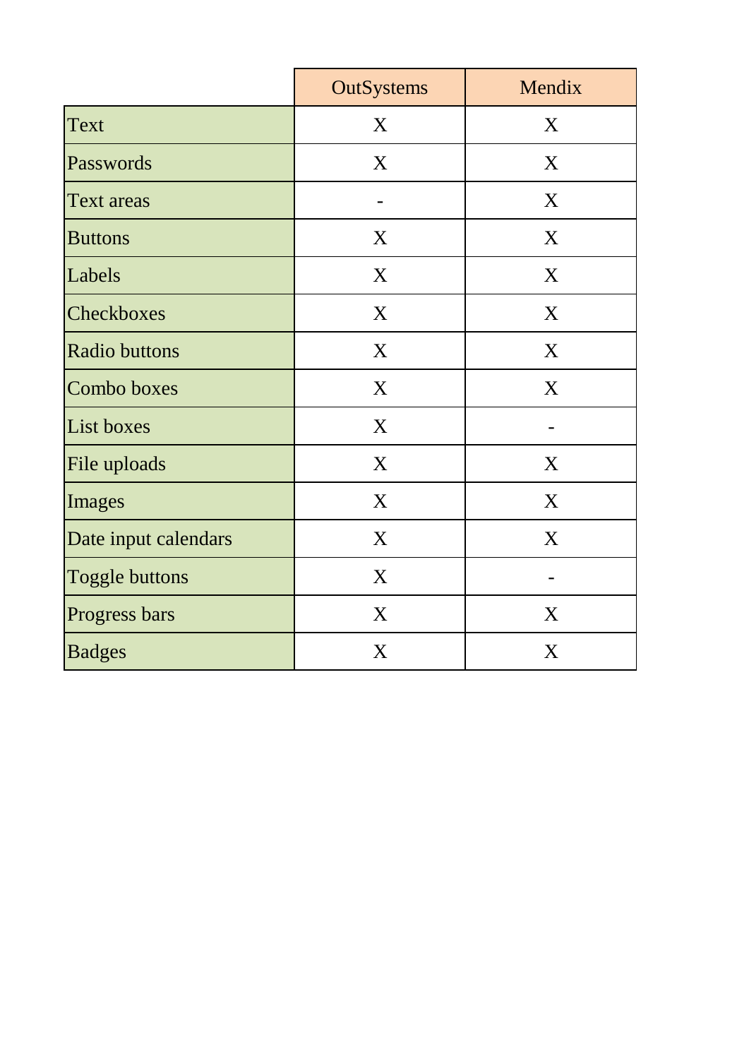| | OutSystems | Mendix |
|---|---|---|
| Text | X | X |
| Passwords | X | X |
| Text areas | - | X |
| Buttons | X | X |
| Labels | X | X |
| Checkboxes | X | X |
| Radio buttons | X | X |
| Combo boxes | X | X |
| List boxes | X | - |
| File uploads | X | X |
| Images | X | X |
| Date input calendars | X | X |
| Toggle buttons | X | - |
| Progress bars | X | X |
| Badges | X | X |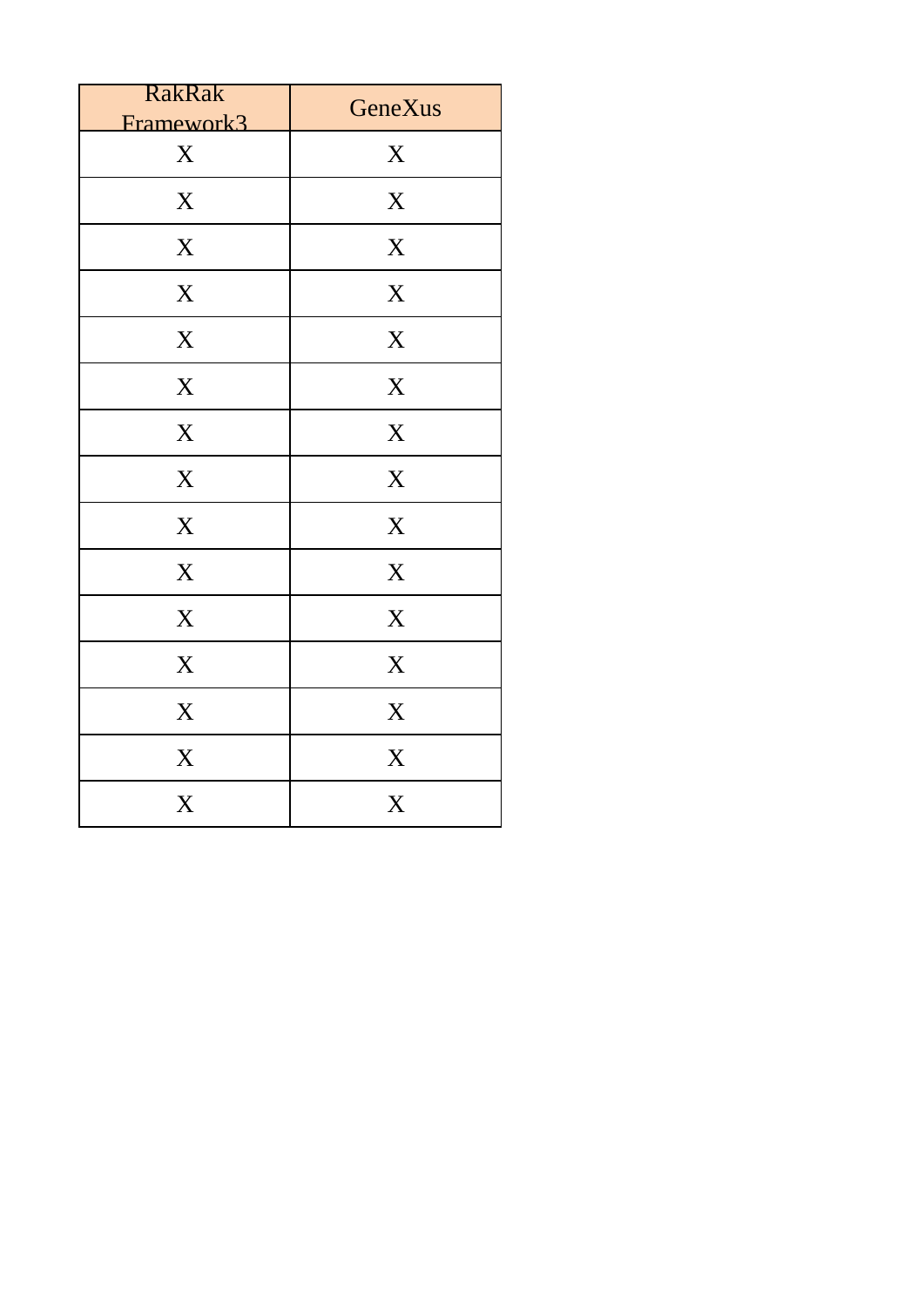| RakRak Framework3 | GeneXus |
|---|---|
| X | X |
| X | X |
| X | X |
| X | X |
| X | X |
| X | X |
| X | X |
| X | X |
| X | X |
| X | X |
| X | X |
| X | X |
| X | X |
| X | X |
| X | X |